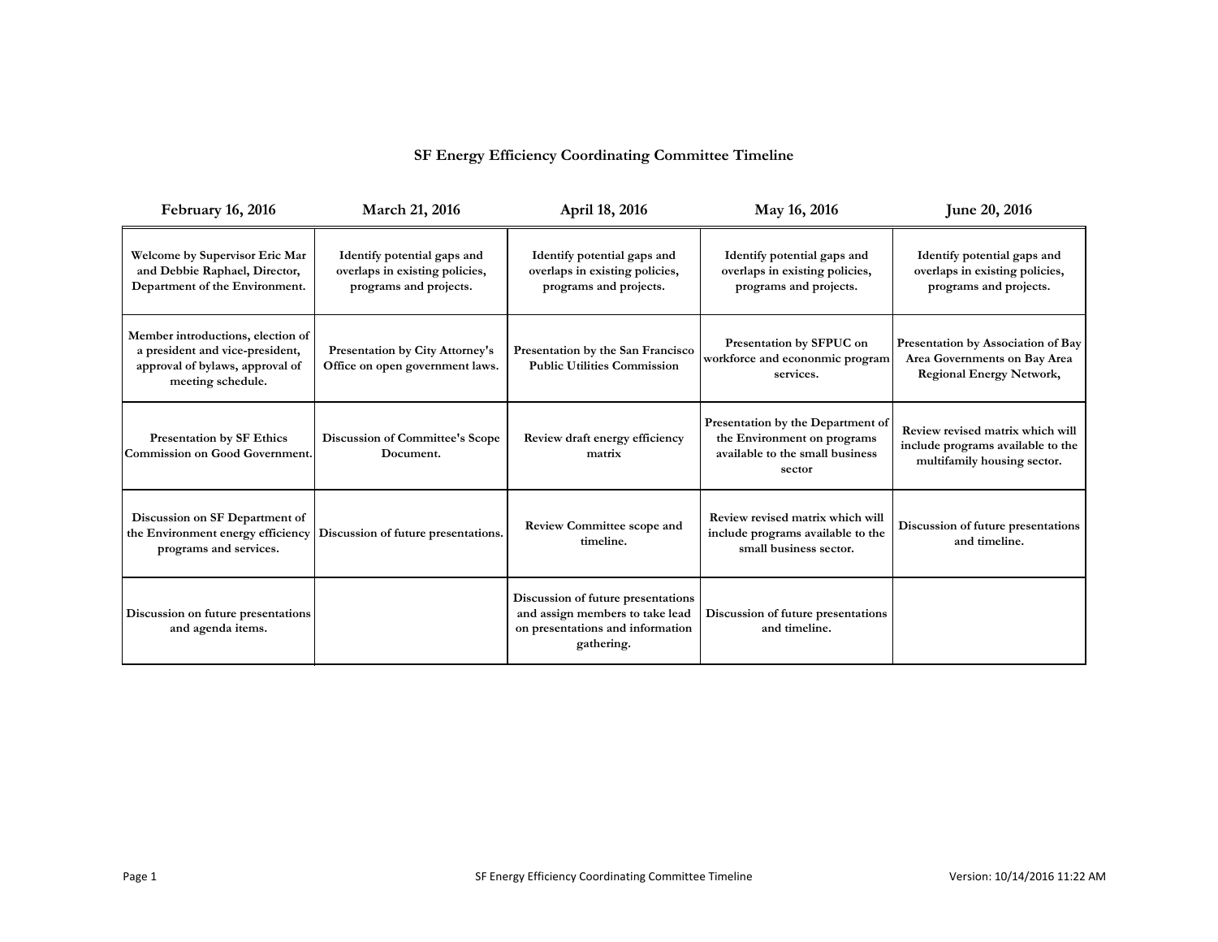# SF Energy Efficiency Coordinating Committee Timeline

| February 16, 2016 | March 21, 2016 | April 18, 2016 | May 16, 2016 | June 20, 2016 |
|---|---|---|---|---|
| Welcome by Supervisor Eric Mar and Debbie Raphael, Director, Department of the Environment. | Identify potential gaps and overlaps in existing policies, programs and projects. | Identify potential gaps and overlaps in existing policies, programs and projects. | Identify potential gaps and overlaps in existing policies, programs and projects. | Identify potential gaps and overlaps in existing policies, programs and projects. |
| Member introductions, election of a president and vice-president, approval of bylaws, approval of meeting schedule. | Presentation by City Attorney's Office on open government laws. | Presentation by the San Francisco Public Utilities Commission | Presentation by SFPUC on workforce and econonmic program services. | Presentation by Association of Bay Area Governments on Bay Area Regional Energy Network, |
| Presentation by SF Ethics Commission on Good Government. | Discussion of Committee's Scope Document. | Review draft energy efficiency matrix | Presentation by the Department of the Environment on programs available to the small business sector | Review revised matrix which will include programs available to the multifamily housing sector. |
| Discussion on SF Department of the Environment energy efficiency programs and services. | Discussion of future presentations. | Review Committee scope and timeline. | Review revised matrix which will include programs available to the small business sector. | Discussion of future presentations and timeline. |
| Discussion on future presentations and agenda items. | | Discussion of future presentations and assign members to take lead on presentations and information gathering. | Discussion of future presentations and timeline. | |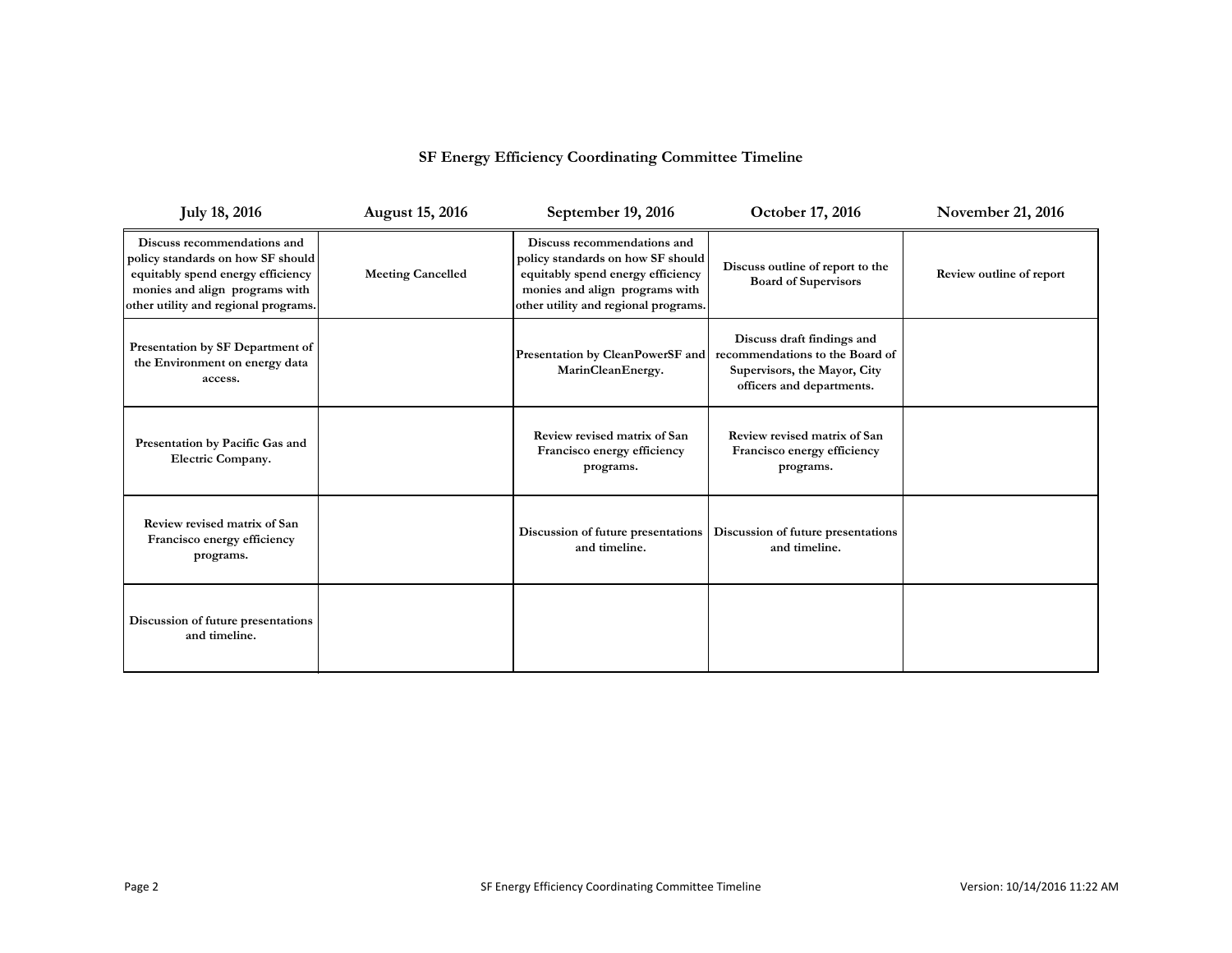# SF Energy Efficiency Coordinating Committee Timeline

| July 18, 2016 | August 15, 2016 | September 19, 2016 | October 17, 2016 | November 21, 2016 |
|---|---|---|---|---|
| **Discuss recommendations and policy standards on how SF should equitably spend energy efficiency monies and align programs with other utility and regional programs.** | **Meeting Cancelled** | **Discuss recommendations and policy standards on how SF should equitably spend energy efficiency monies and align programs with other utility and regional programs.** | **Discuss outline of report to the Board of Supervisors** | **Review outline of report** |
| **Presentation by SF Department of the Environment on energy data access.** | | **Presentation by CleanPowerSF and MarinCleanEnergy.** | **Discuss draft findings and recommendations to the Board of Supervisors, the Mayor, City officers and departments.** | |
| **Presentation by Pacific Gas and Electric Company.** | | **Review revised matrix of San Francisco energy efficiency programs.** | **Review revised matrix of San Francisco energy efficiency programs.** | |
| **Review revised matrix of San Francisco energy efficiency programs.** | | **Discussion of future presentations and timeline.** | **Discussion of future presentations and timeline.** | |
| **Discussion of future presentations and timeline.** | | | | |

Version: 10/14/2016 11:22 AM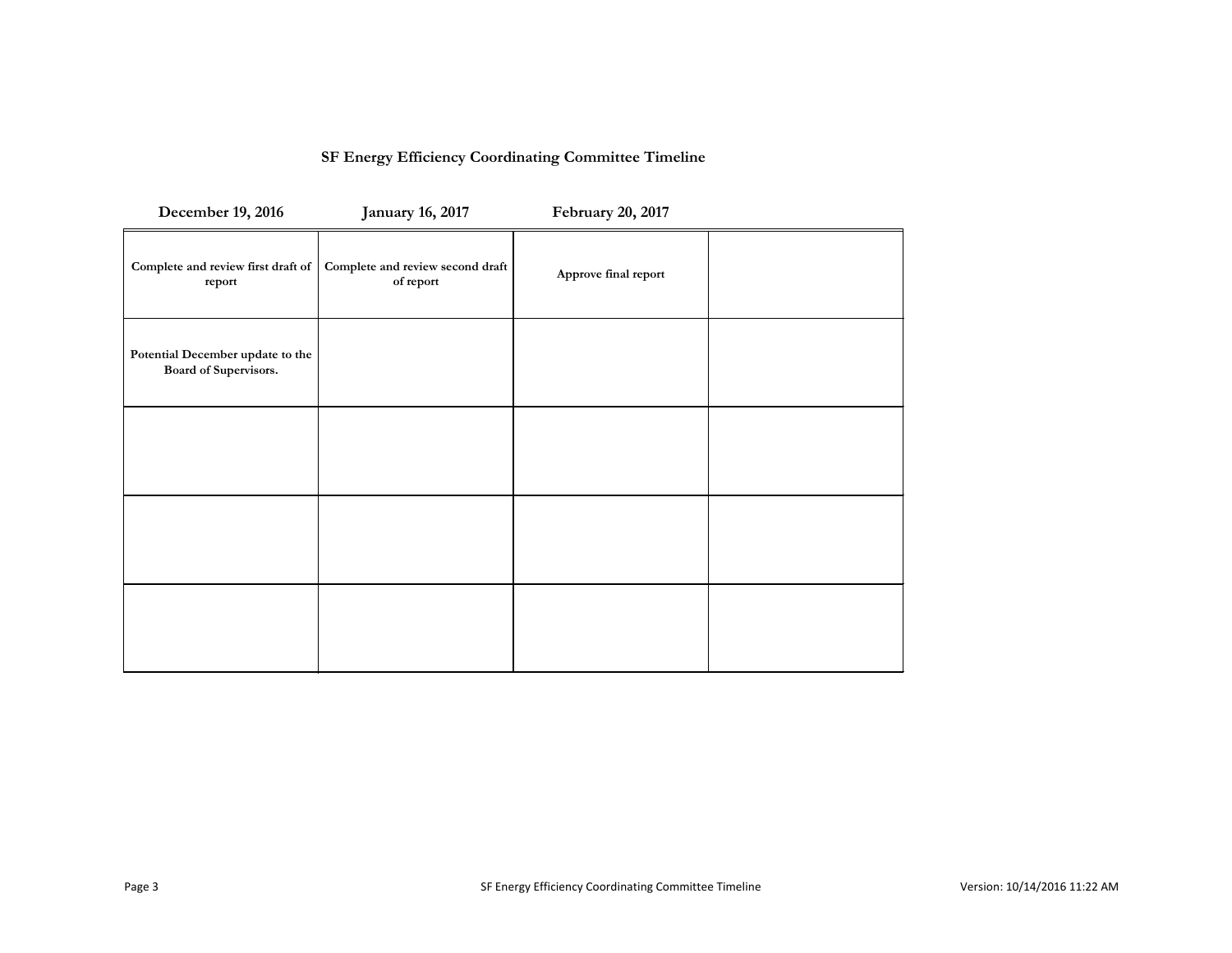## SF Energy Efficiency Coordinating Committee Timeline

| December 19, 2016 | January 16, 2017 | February 20, 2017 | |
|---|---|---|---|
| **Complete and review first draft of report** | **Complete and review second draft of report** | **Approve final report** | |
| **Potential December update to the Board of Supervisors.** | | | |
| | | | |
| | | | |
| | | | |